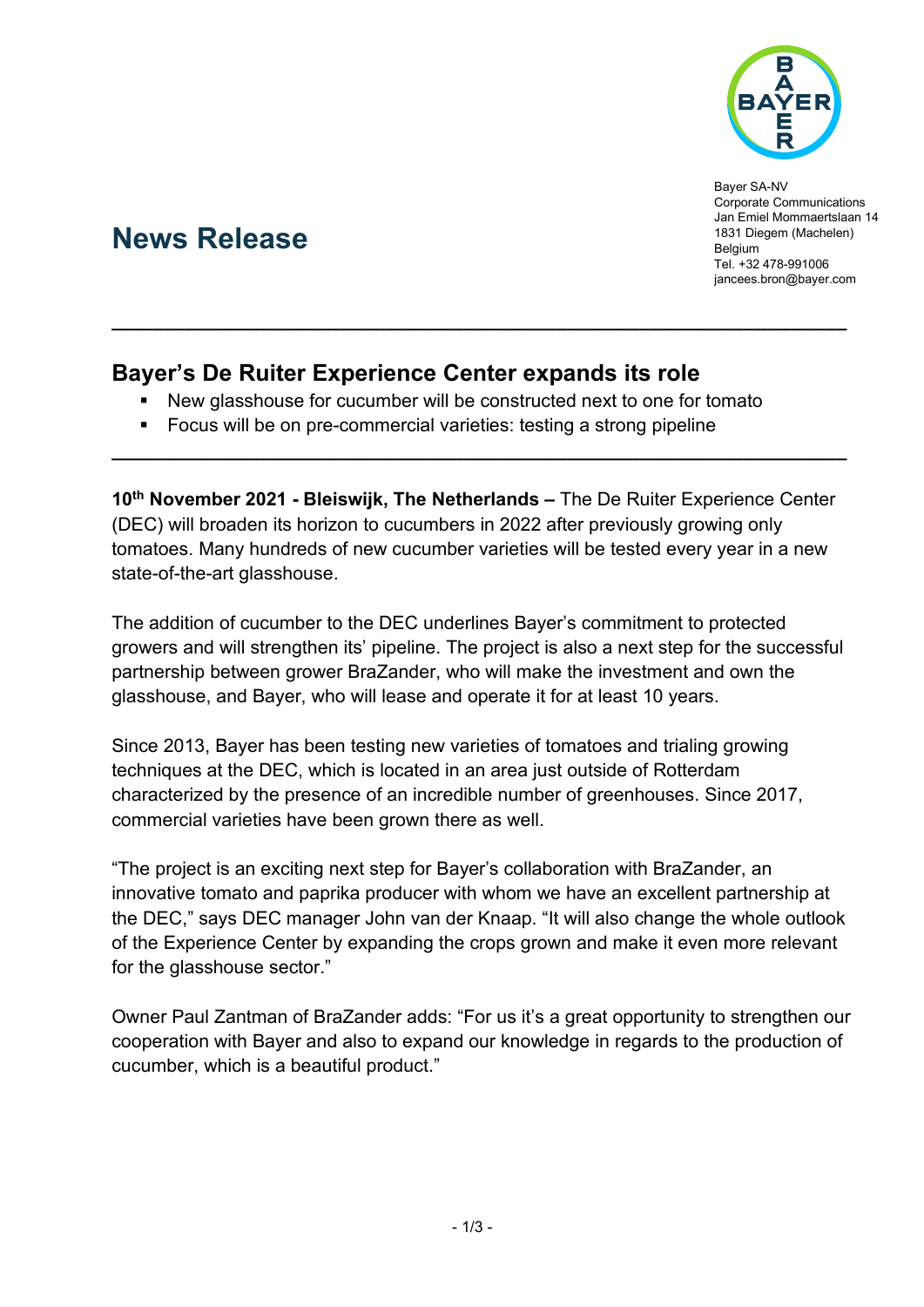Bayer SA-NV
Corporate Communications
Jan Emiel Mommaertslaan 14
1831 Diegem (Machelen)
Belgium
Tel. +32 478-991006
jancees.bron@bayer.com

# News Release

## Bayer's De Ruiter Experience Center expands its role

- New glasshouse for cucumber will be constructed next to one for tomato
- Focus will be on pre-commercial varieties: testing a strong pipeline

**10th November 2021 - Bleiswijk, The Netherlands –** The De Ruiter Experience Center (DEC) will broaden its horizon to cucumbers in 2022 after previously growing only tomatoes. Many hundreds of new cucumber varieties will be tested every year in a new state-of-the-art glasshouse.

The addition of cucumber to the DEC underlines Bayer's commitment to protected growers and will strengthen its' pipeline. The project is also a next step for the successful partnership between grower BraZander, who will make the investment and own the glasshouse, and Bayer, who will lease and operate it for at least 10 years.

Since 2013, Bayer has been testing new varieties of tomatoes and trialing growing techniques at the DEC, which is located in an area just outside of Rotterdam characterized by the presence of an incredible number of greenhouses. Since 2017, commercial varieties have been grown there as well.

"The project is an exciting next step for Bayer's collaboration with BraZander, an innovative tomato and paprika producer with whom we have an excellent partnership at the DEC," says DEC manager John van der Knaap. "It will also change the whole outlook of the Experience Center by expanding the crops grown and make it even more relevant for the glasshouse sector."

Owner Paul Zantman of BraZander adds: "For us it's a great opportunity to strengthen our cooperation with Bayer and also to expand our knowledge in regards to the production of cucumber, which is a beautiful product."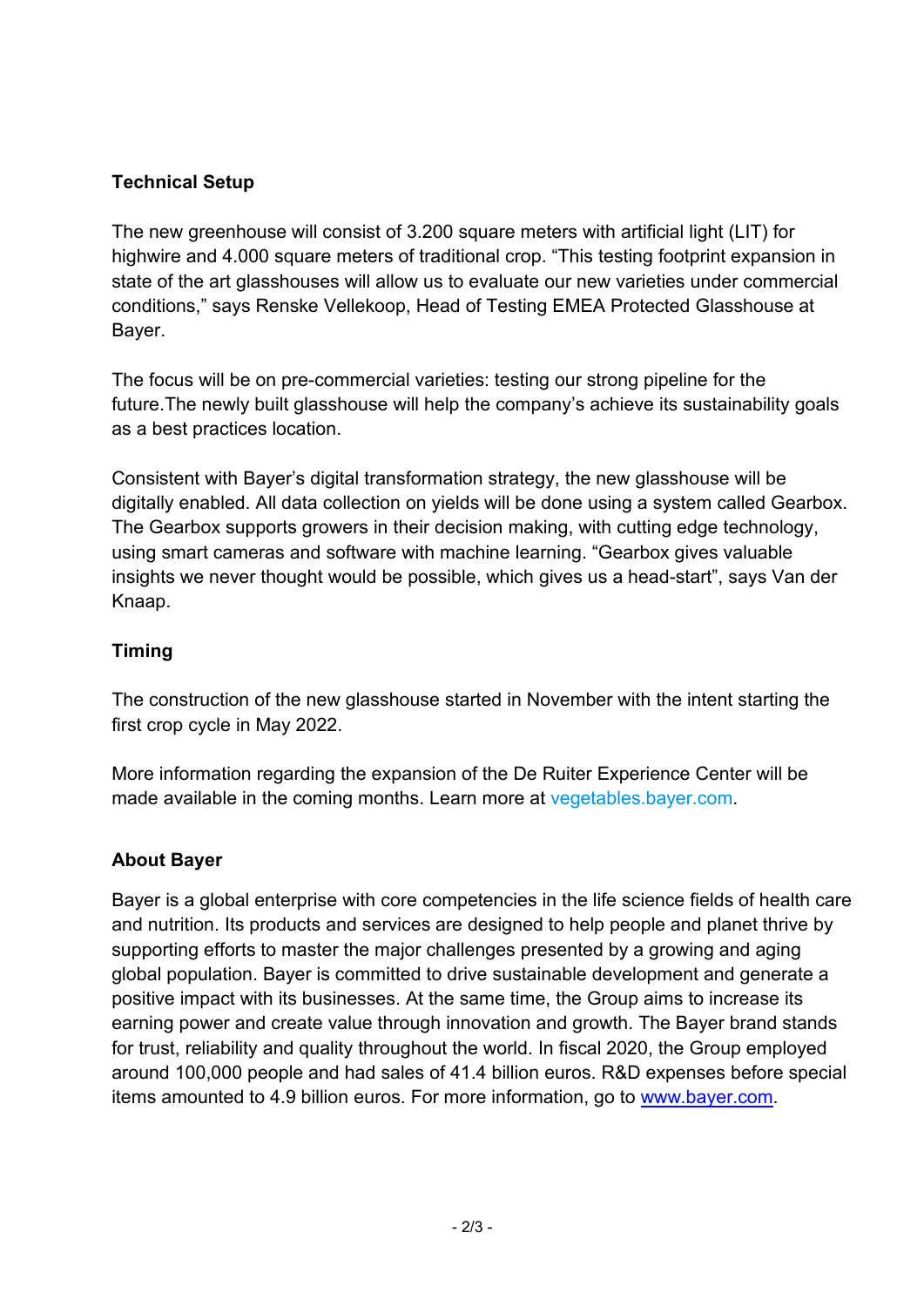**Technical Setup**

The new greenhouse will consist of 3.200 square meters with artificial light (LIT) for highwire and 4.000 square meters of traditional crop. “This testing footprint expansion in state of the art glasshouses will allow us to evaluate our new varieties under commercial conditions,” says Renske Vellekoop, Head of Testing EMEA Protected Glasshouse at Bayer.

The focus will be on pre-commercial varieties: testing our strong pipeline for the future.The newly built glasshouse will help the company’s achieve its sustainability goals as a best practices location.

Consistent with Bayer’s digital transformation strategy, the new glasshouse will be digitally enabled. All data collection on yields will be done using a system called Gearbox. The Gearbox supports growers in their decision making, with cutting edge technology, using smart cameras and software with machine learning. “Gearbox gives valuable insights we never thought would be possible, which gives us a head-start”, says Van der Knaap.

**Timing**

The construction of the new glasshouse started in November with the intent starting the first crop cycle in May 2022.

More information regarding the expansion of the De Ruiter Experience Center will be made available in the coming months. Learn more at vegetables.bayer.com.

**About Bayer**

Bayer is a global enterprise with core competencies in the life science fields of health care and nutrition. Its products and services are designed to help people and planet thrive by supporting efforts to master the major challenges presented by a growing and aging global population. Bayer is committed to drive sustainable development and generate a positive impact with its businesses. At the same time, the Group aims to increase its earning power and create value through innovation and growth. The Bayer brand stands for trust, reliability and quality throughout the world. In fiscal 2020, the Group employed around 100,000 people and had sales of 41.4 billion euros. R&D expenses before special items amounted to 4.9 billion euros. For more information, go to www.bayer.com.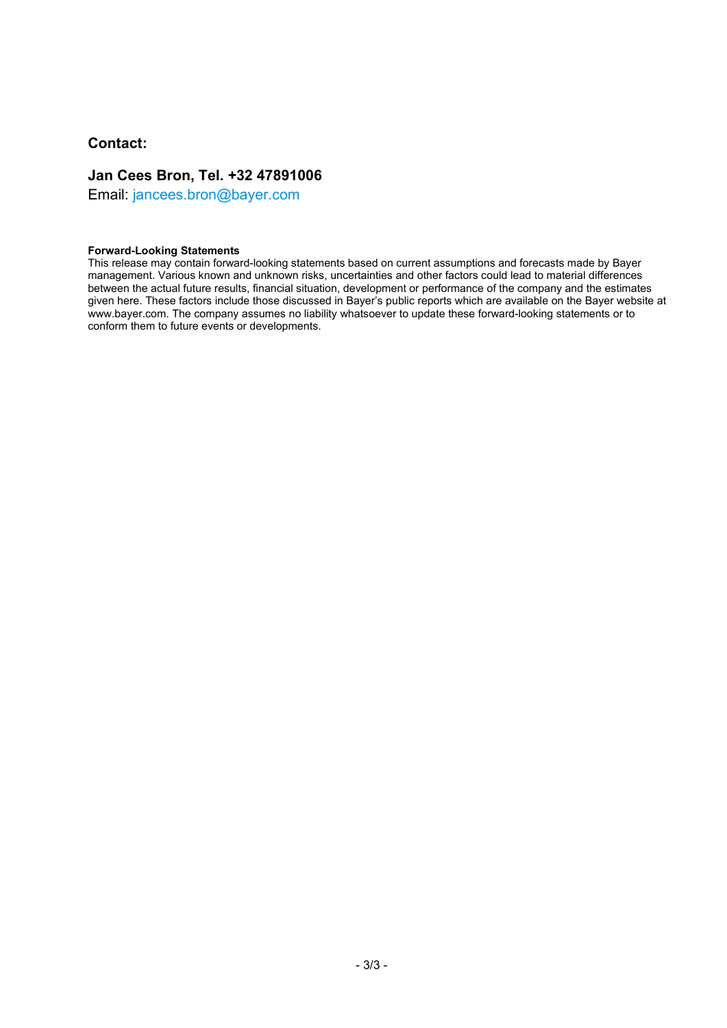**Contact:**

**Jan Cees Bron, Tel. +32 47891006**
Email: jancees.bron@bayer.com

**Forward-Looking Statements**
This release may contain forward-looking statements based on current assumptions and forecasts made by Bayer management. Various known and unknown risks, uncertainties and other factors could lead to material differences between the actual future results, financial situation, development or performance of the company and the estimates given here. These factors include those discussed in Bayer's public reports which are available on the Bayer website at www.bayer.com. The company assumes no liability whatsoever to update these forward-looking statements or to conform them to future events or developments.